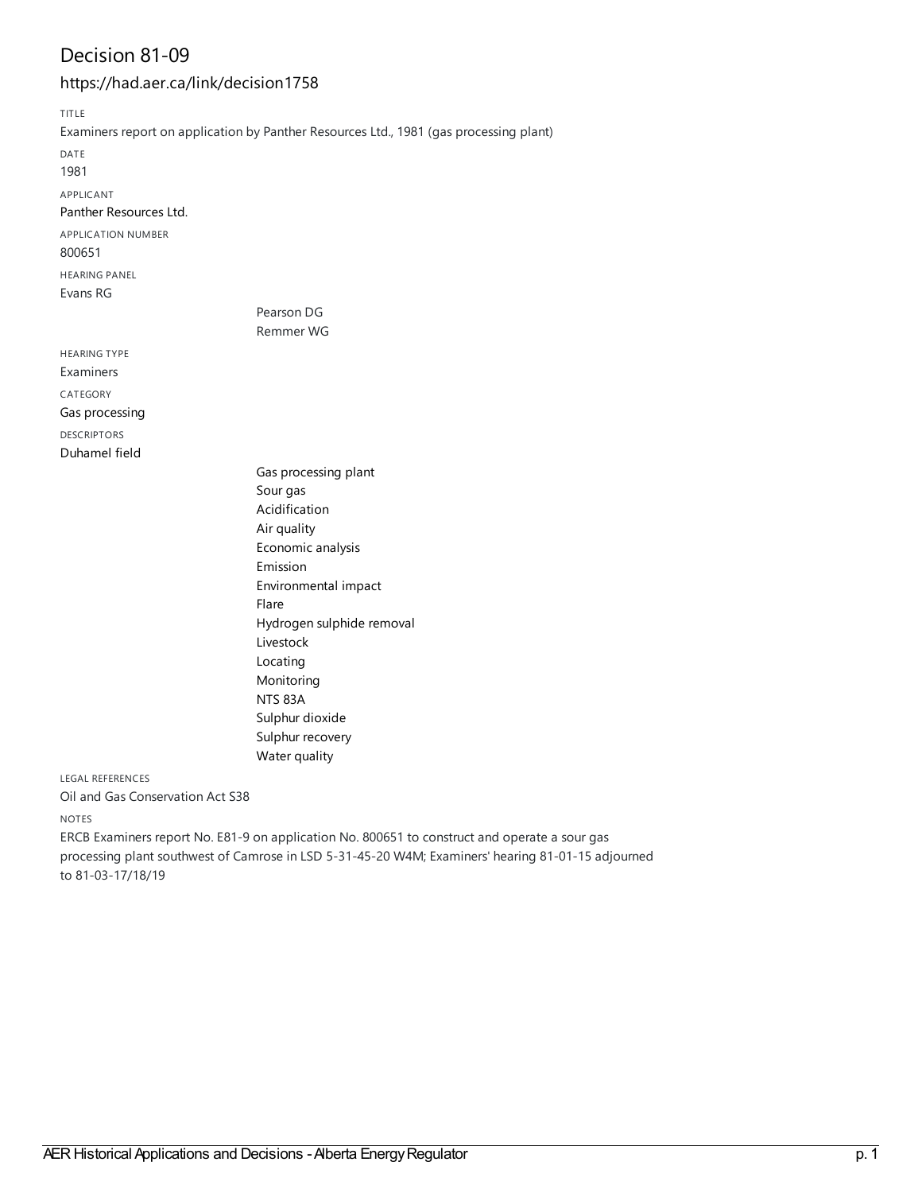# Decision 81-09

## https://had.aer.ca/link/decision1758

TITLE

Examiners report on application by Panther Resources Ltd., 1981 (gas processing plant)

DATE

1981

APPLICANT

Panther Resources Ltd.

APPLICATION NUMBER

800651

HEARING PANEL

Evans RG

Pearson DG

Remmer WG

HEARING TYPE

Examiners

CATEGORY

Gas processing

DESCRIPTORS

Duhamel field

Gas processing plant

Sour gas

Acidification

Air quality

Economic analysis

Emission

Environmental impact

Flare

Hydrogen sulphide removal

Livestock

Locating

Monitoring

NTS 83A

Sulphur dioxide

Sulphur recovery

Water quality

LEGAL REFERENCES

Oil and Gas Conservation Act S38

NOTES

ERCB Examiners report No. E81-9 on application No. 800651 to construct and operate a sour gas processing plant southwest of Camrose in LSD 5-31-45-20 W4M; Examiners' hearing 81-01-15 adjourned to 81-03-17/18/19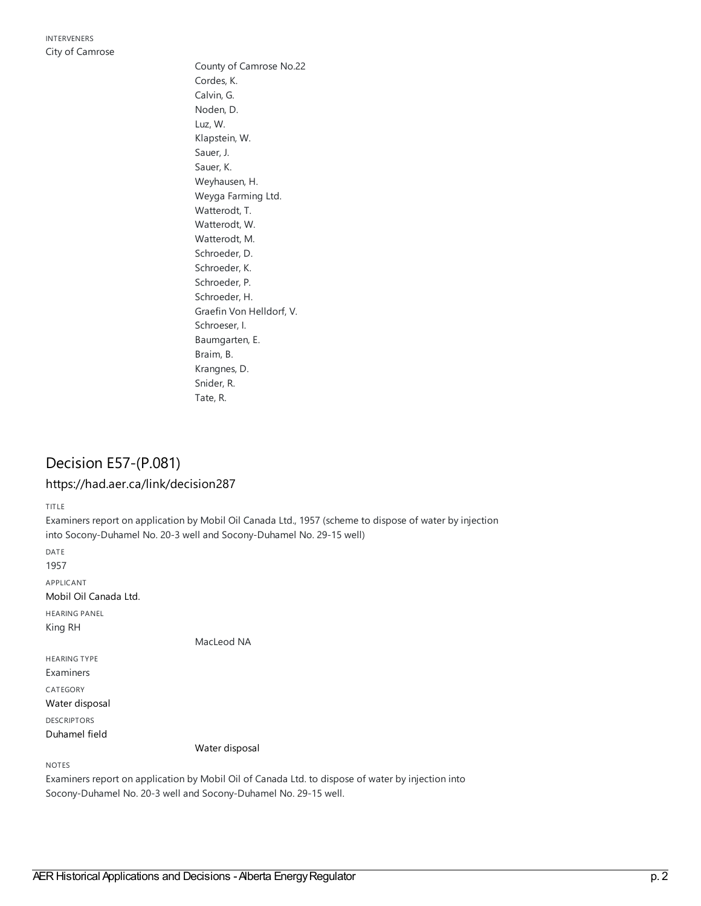INTERVENERS

City of Camrose

County of Camrose No.22

Cordes, K.

Calvin, G.

Noden, D.

Luz, W.

Klapstein, W.

Sauer, J.

Sauer, K.

Weyhausen, H.

Weyga Farming Ltd.

Watterodt, T.

Watterodt, W.

Watterodt, M.

Schroeder, D.

Schroeder, K.

Schroeder, P.

Schroeder, H.

Graefin Von Helldorf, V.

Schroeser, I.

Baumgarten, E.

Braim, B.

Krangnes, D.

Snider, R.

Tate, R.

## Decision E57-(P.081)

### https://had.aer.ca/link/decision287

TITLE

Examiners report on application by Mobil Oil Canada Ltd., 1957 (scheme to dispose of water by injection into Socony-Duhamel No. 20-3 well and Socony-Duhamel No. 29-15 well)

DATE

1957

APPLICANT

Mobil Oil Canada Ltd.

HEARING PANEL

King RH

MacLeod NA

HEARING TYPE

Examiners

CATEGORY

Water disposal

DESCRIPTORS

Duhamel field

Water disposal

NOTES

Examiners report on application by Mobil Oil of Canada Ltd. to dispose of water by injection into Socony-Duhamel No. 20-3 well and Socony-Duhamel No. 29-15 well.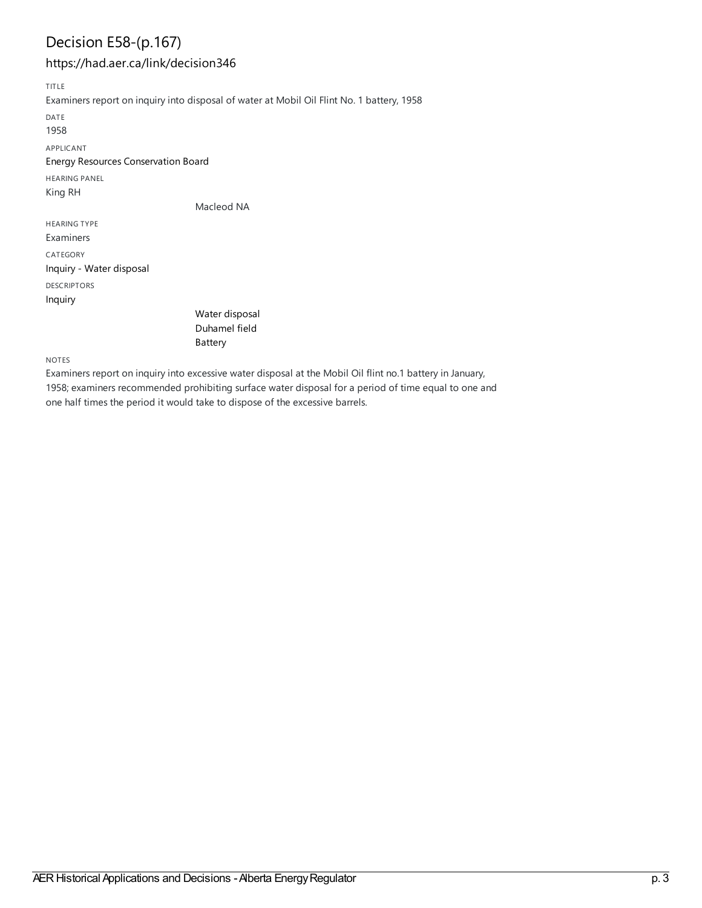# Decision E58-(p.167)

## https://had.aer.ca/link/decision346

TITLE

Examiners report on inquiry into disposal of water at Mobil Oil Flint No. 1 battery, 1958

DATE

1958

APPLICANT

Energy Resources Conservation Board

HEARING PANEL

King RH

Macleod NA

HEARING TYPE

Examiners

CATEGORY

Inquiry - Water disposal

DESCRIPTORS

Inquiry

Water disposal

Duhamel field

Battery

NOTES

Examiners report on inquiry into excessive water disposal at the Mobil Oil flint no.1 battery in January, 1958; examiners recommended prohibiting surface water disposal for a period of time equal to one and one half times the period it would take to dispose of the excessive barrels.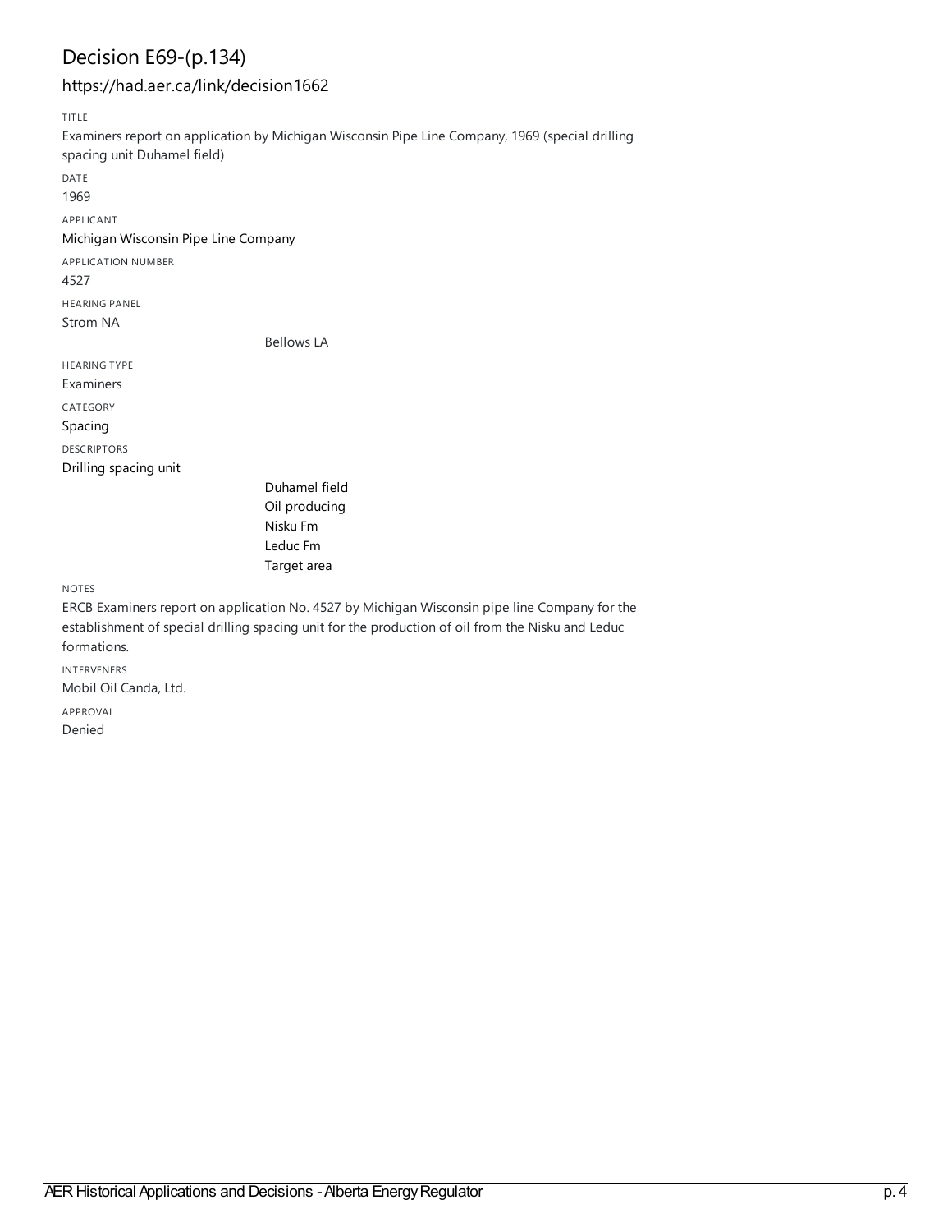# Decision E69-(p.134)

## https://had.aer.ca/link/decision1662

TITLE

Examiners report on application by Michigan Wisconsin Pipe Line Company, 1969 (special drilling spacing unit Duhamel field)

DATE

1969

APPLICANT

Michigan Wisconsin Pipe Line Company

APPLICATION NUMBER

4527

HEARING PANEL

Strom NA

Bellows LA

HEARING TYPE

Examiners

CATEGORY

Spacing

DESCRIPTORS

Drilling spacing unit

Duhamel field

Oil producing

Nisku Fm

Leduc Fm

Target area

NOTES

ERCB Examiners report on application No. 4527 by Michigan Wisconsin pipe line Company for the establishment of special drilling spacing unit for the production of oil from the Nisku and Leduc formations.

INTERVENERS

Mobil Oil Canda, Ltd.

APPROVAL

Denied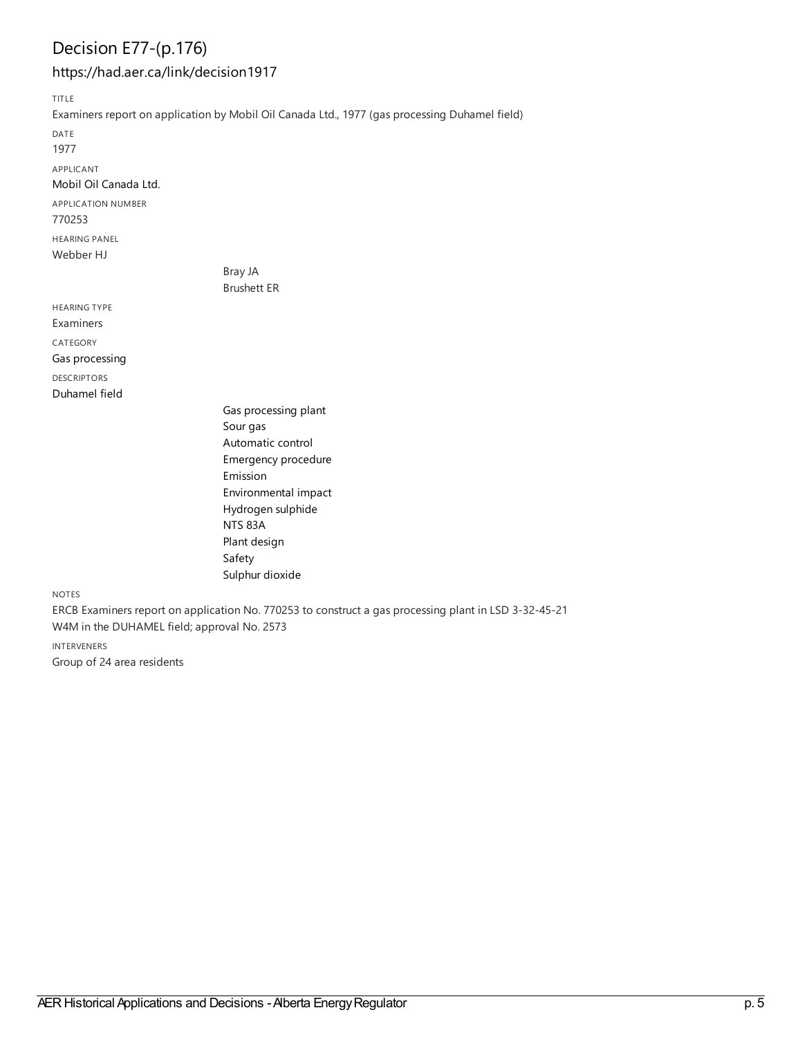# Decision E77-(p.176)

## https://had.aer.ca/link/decision1917

TITLE

Examiners report on application by Mobil Oil Canada Ltd., 1977 (gas processing Duhamel field)

DATE

1977

APPLICANT

Mobil Oil Canada Ltd.

APPLICATION NUMBER

770253

HEARING PANEL

Webber HJ
Bray JA
Brushett ER

HEARING TYPE

Examiners

CATEGORY

Gas processing

DESCRIPTORS

Duhamel field
Gas processing plant
Sour gas
Automatic control
Emergency procedure
Emission
Environmental impact
Hydrogen sulphide
NTS 83A
Plant design
Safety
Sulphur dioxide

NOTES

ERCB Examiners report on application No. 770253 to construct a gas processing plant in LSD 3-32-45-21 W4M in the DUHAMEL field; approval No. 2573

INTERVENERS

Group of 24 area residents